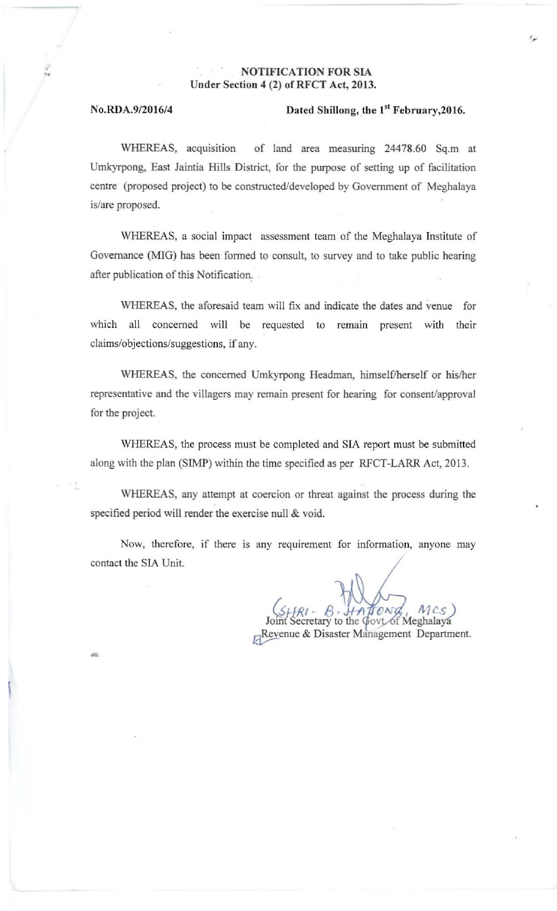**NOTIFICATION FOR SIA**
**Under Section 4 (2) of RFCT Act, 2013.**

**No.RDA.9/2016/4** **Dated Shillong, the 1st February,2016.**

WHEREAS, acquisition of land area measuring 24478.60 Sq.m at Umkyrpong, East Jaintia Hills District, for the purpose of setting up of facilitation centre (proposed project) to be constructed/developed by Government of Meghalaya is/are proposed.

WHEREAS, a social impact assessment team of the Meghalaya Institute of Governance (MIG) has been formed to consult, to survey and to take public hearing after publication of this Notification.

WHEREAS, the aforesaid team will fix and indicate the dates and venue for which all concerned will be requested to remain present with their claims/objections/suggestions, if any.

WHEREAS, the concerned Umkyrpong Headman, himself/herself or his/her representative and the villagers may remain present for hearing for consent/approval for the project.

WHEREAS, the process must be completed and SIA report must be submitted along with the plan (SIMP) within the time specified as per RFCT-LARR Act, 2013.

WHEREAS, any attempt at coercion or threat against the process during the specified period will render the exercise null & void.

Now, therefore, if there is any requirement for information, anyone may contact the SIA Unit.

(SHRI. B. HATTONG, MCS)
Joint Secretary to the Govt. of Meghalaya
Revenue & Disaster Management Department.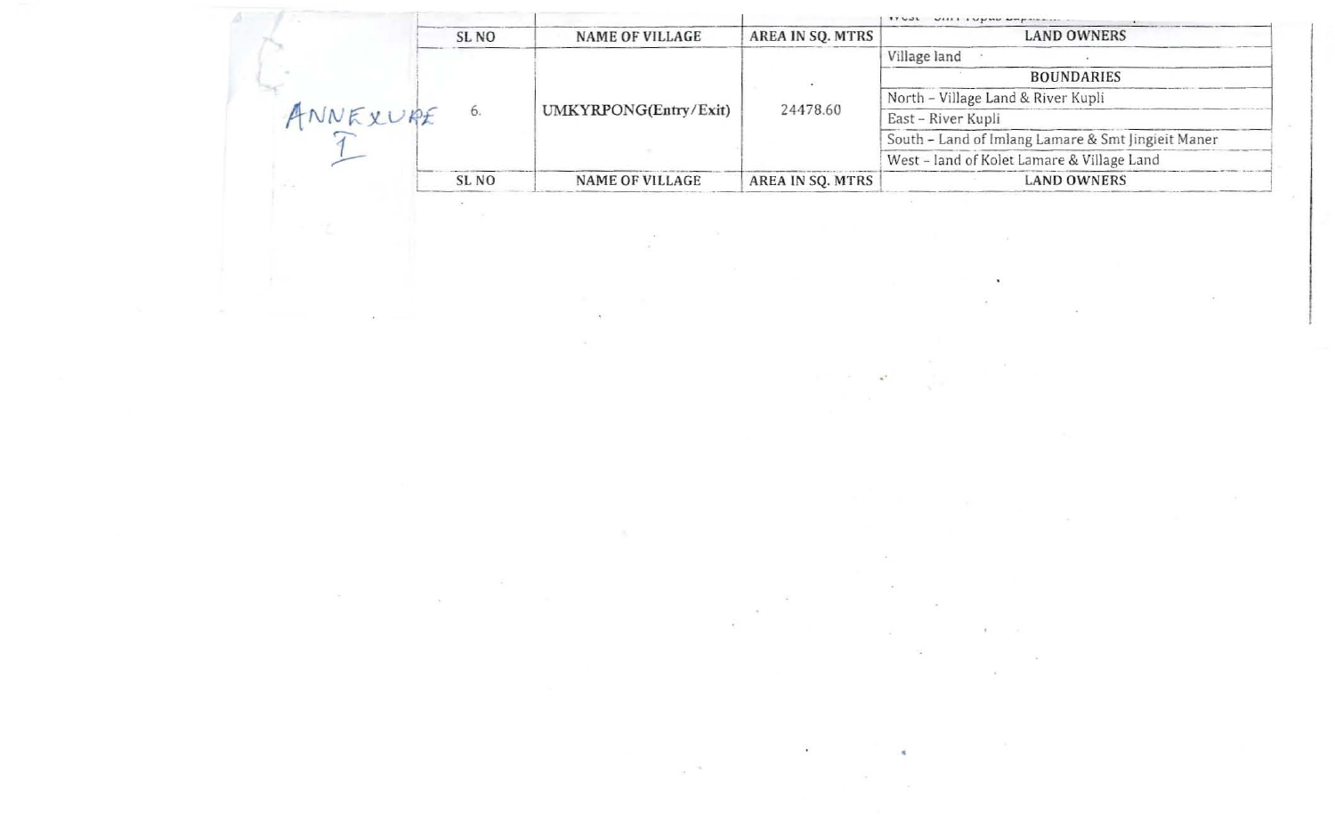ANNEXURE I

| SL NO | NAME OF VILLAGE | AREA IN SQ. MTRS | LAND OWNERS |
|---|---|---|---|
| 6. | UMKYRPONG(Entry/Exit) | 24478.60 | Village land |
| | | | BOUNDARIES |
| | | | North – Village Land & River Kupli |
| | | | East – River Kupli |
| | | | South – Land of Imlang Lamare & Smt Jingieit Maner |
| | | | West – land of Kolet Lamare & Village Land |
| SL NO | NAME OF VILLAGE | AREA IN SQ. MTRS | LAND OWNERS |